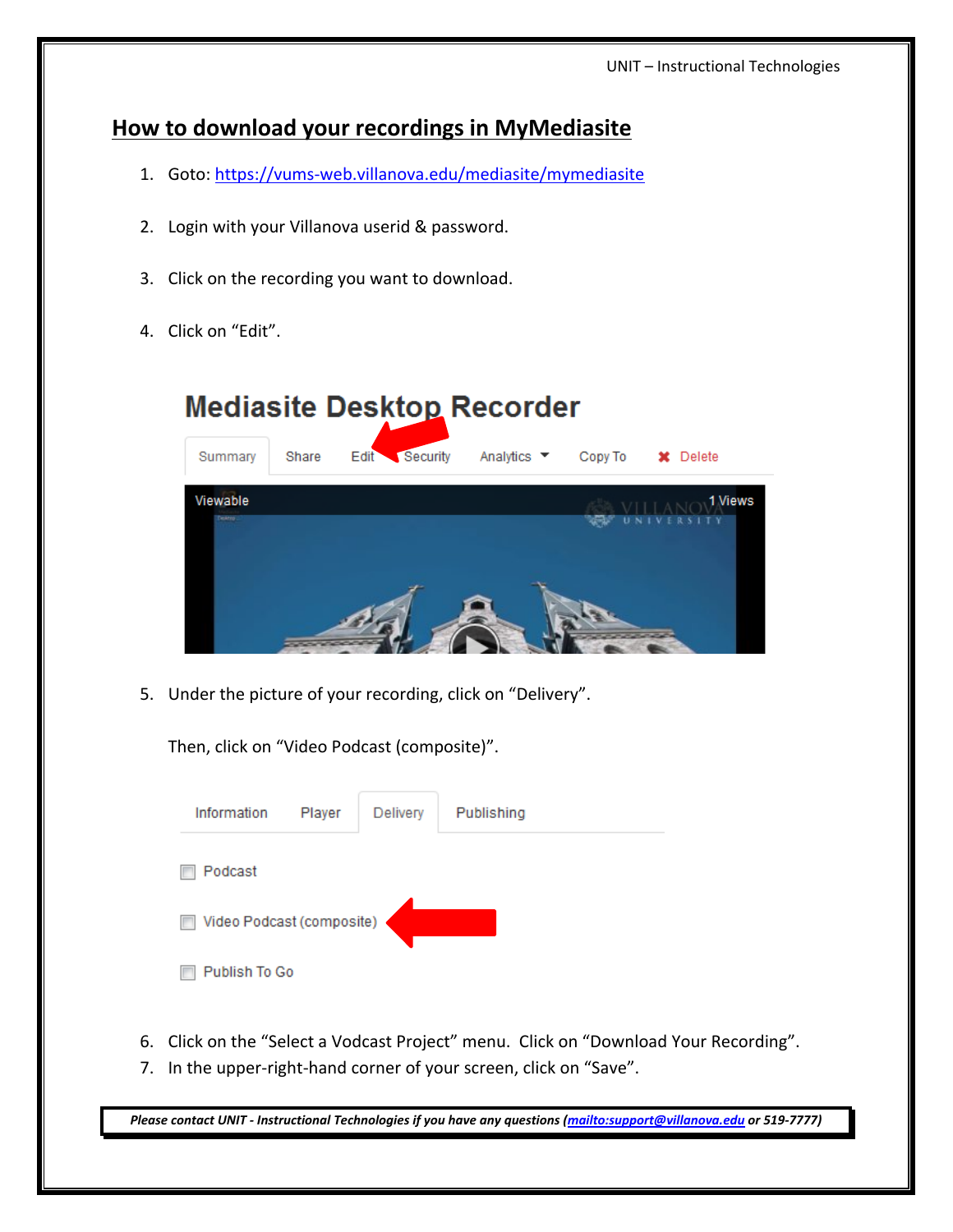## How to download your recordings in MyMediasite

1. Goto: https://vums-web.villanova.edu/mediasite/mymediasite

2. Login with your Villanova userid & password.

3. Click on the recording you want to download.

4. Click on "Edit".

5. Under the picture of your recording, click on "Delivery".

   Then, click on "Video Podcast (composite)".

6. Click on the "Select a Vodcast Project" menu. Click on "Download Your Recording".
7. In the upper-right-hand corner of your screen, click on "Save".

***Please contact UNIT - Instructional Technologies if you have any questions (mailto:support@villanova.edu or 519-7777)***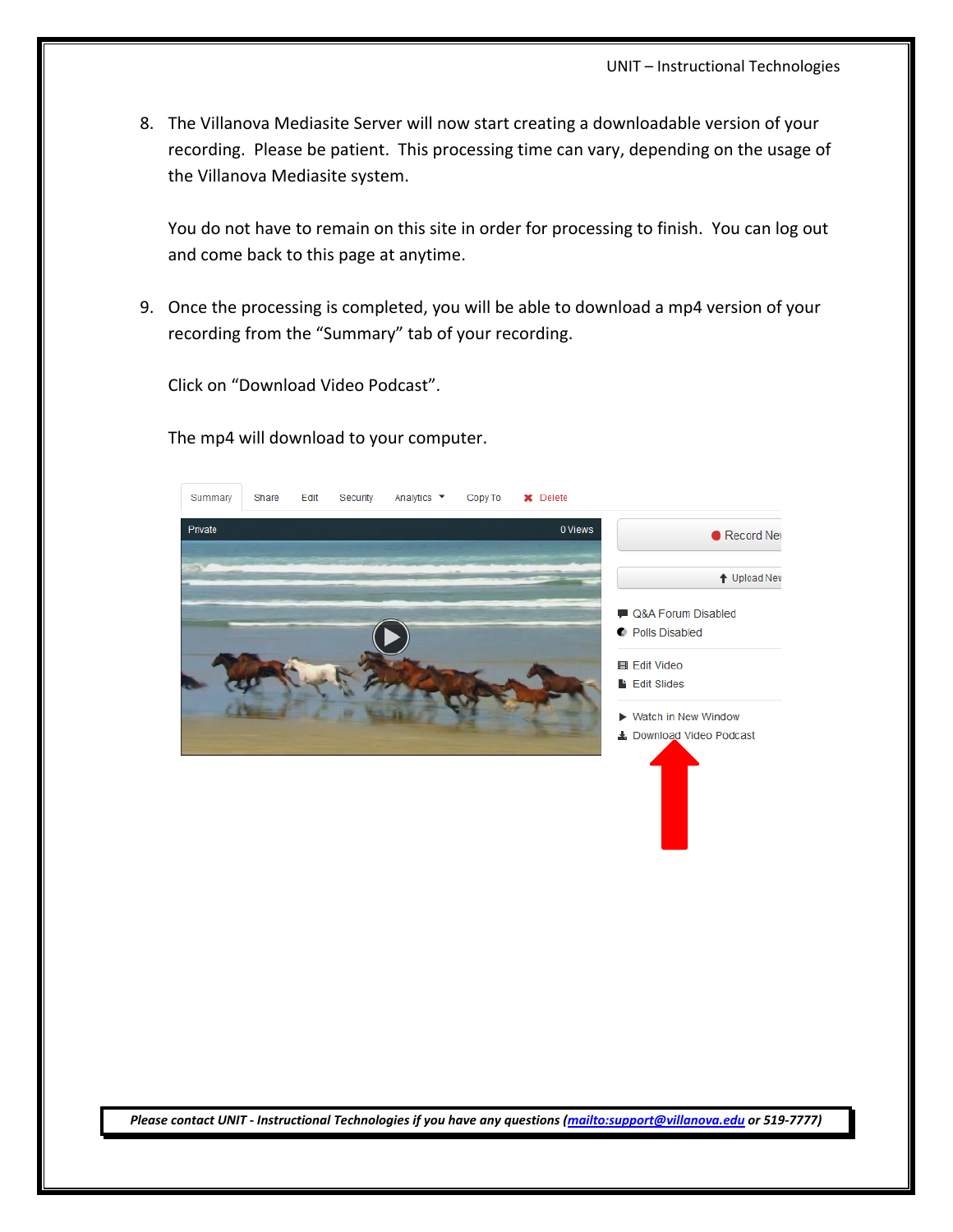8. The Villanova Mediasite Server will now start creating a downloadable version of your recording. Please be patient. This processing time can vary, depending on the usage of the Villanova Mediasite system.

   You do not have to remain on this site in order for processing to finish. You can log out and come back to this page at anytime.

9. Once the processing is completed, you will be able to download a mp4 version of your recording from the "Summary" tab of your recording.

   Click on "Download Video Podcast".

   The mp4 will download to your computer.

***Please contact UNIT - Instructional Technologies if you have any questions ([mailto:support@villanova.edu](mailto:support@villanova.edu) or 519-7777)***